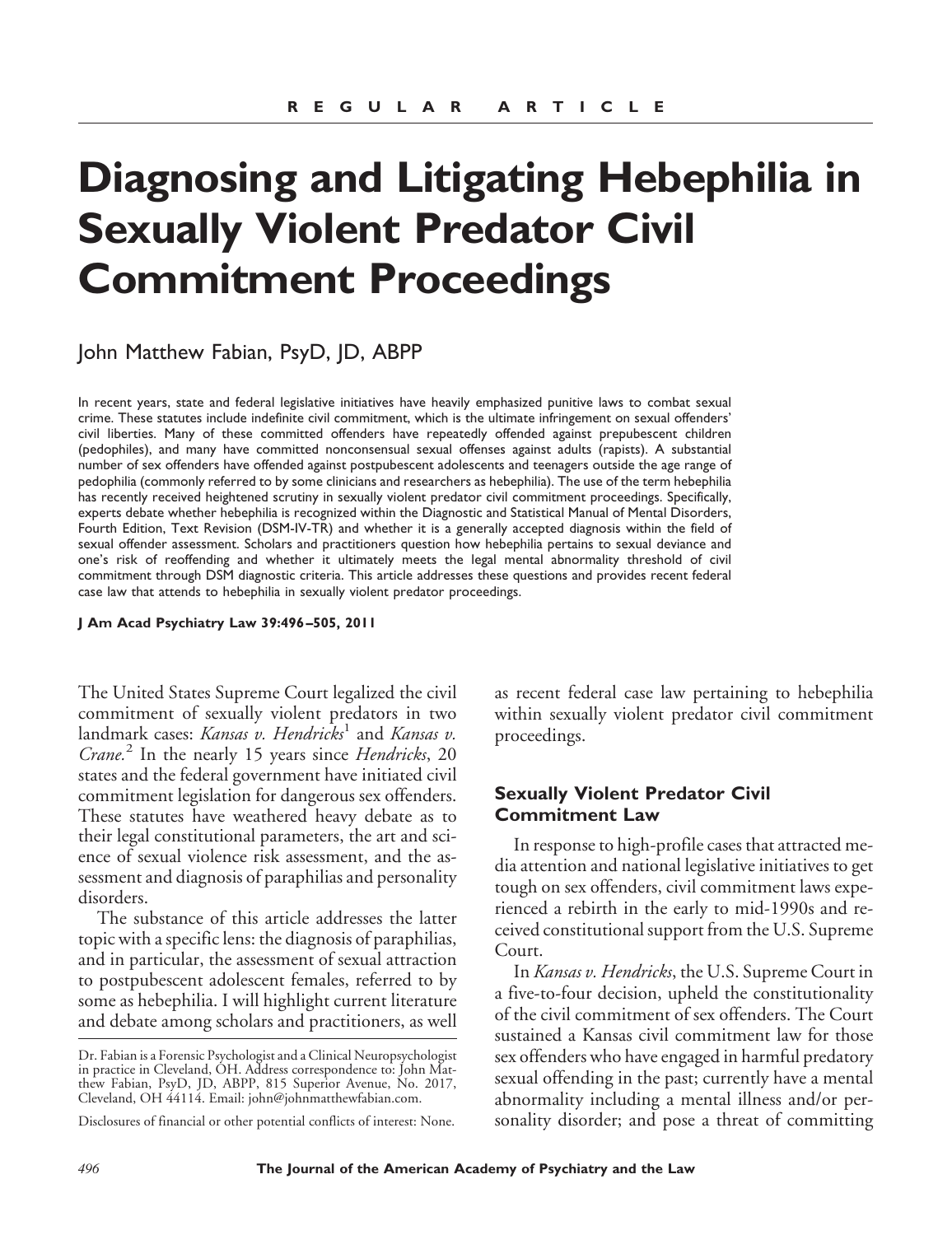REGULAR ARTICLE

# Diagnosing and Litigating Hebephilia in Sexually Violent Predator Civil Commitment Proceedings

John Matthew Fabian, PsyD, JD, ABPP

In recent years, state and federal legislative initiatives have heavily emphasized punitive laws to combat sexual crime. These statutes include indefinite civil commitment, which is the ultimate infringement on sexual offenders' civil liberties. Many of these committed offenders have repeatedly offended against prepubescent children (pedophiles), and many have committed nonconsensual sexual offenses against adults (rapists). A substantial number of sex offenders have offended against postpubescent adolescents and teenagers outside the age range of pedophilia (commonly referred to by some clinicians and researchers as hebephilia). The use of the term hebephilia has recently received heightened scrutiny in sexually violent predator civil commitment proceedings. Specifically, experts debate whether hebephilia is recognized within the Diagnostic and Statistical Manual of Mental Disorders, Fourth Edition, Text Revision (DSM-IV-TR) and whether it is a generally accepted diagnosis within the field of sexual offender assessment. Scholars and practitioners question how hebephilia pertains to sexual deviance and one's risk of reoffending and whether it ultimately meets the legal mental abnormality threshold of civil commitment through DSM diagnostic criteria. This article addresses these questions and provides recent federal case law that attends to hebephilia in sexually violent predator proceedings.

**J Am Acad Psychiatry Law 39:496–505, 2011**

The United States Supreme Court legalized the civil commitment of sexually violent predators in two landmark cases: *Kansas v. Hendricks*[1] and *Kansas v. Crane*.[2] In the nearly 15 years since *Hendricks*, 20 states and the federal government have initiated civil commitment legislation for dangerous sex offenders. These statutes have weathered heavy debate as to their legal constitutional parameters, the art and science of sexual violence risk assessment, and the assessment and diagnosis of paraphilias and personality disorders.

The substance of this article addresses the latter topic with a specific lens: the diagnosis of paraphilias, and in particular, the assessment of sexual attraction to postpubescent adolescent females, referred to by some as hebephilia. I will highlight current literature and debate among scholars and practitioners, as well as recent federal case law pertaining to hebephilia within sexually violent predator civil commitment proceedings.

## Sexually Violent Predator Civil Commitment Law

In response to high-profile cases that attracted media attention and national legislative initiatives to get tough on sex offenders, civil commitment laws experienced a rebirth in the early to mid-1990s and received constitutional support from the U.S. Supreme Court.

In *Kansas v. Hendricks*, the U.S. Supreme Court in a five-to-four decision, upheld the constitutionality of the civil commitment of sex offenders. The Court sustained a Kansas civil commitment law for those sex offenders who have engaged in harmful predatory sexual offending in the past; currently have a mental abnormality including a mental illness and/or personality disorder; and pose a threat of committing

Dr. Fabian is a Forensic Psychologist and a Clinical Neuropsychologist in practice in Cleveland, OH. Address correspondence to: John Matthew Fabian, PsyD, JD, ABPP, 815 Superior Avenue, No. 2017, Cleveland, OH 44114. Email: john@johnmatthewfabian.com.

Disclosures of financial or other potential conflicts of interest: None.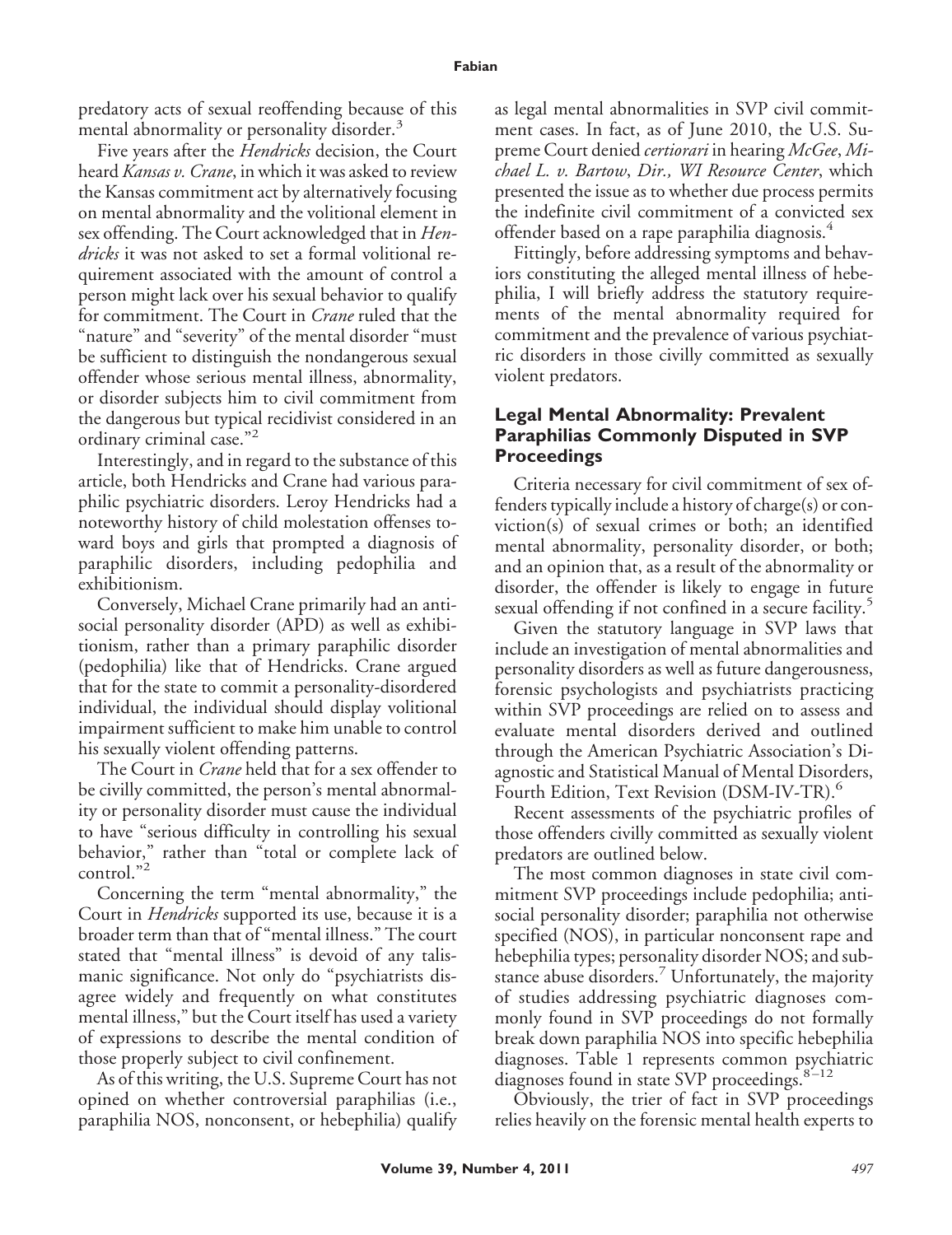predatory acts of sexual reoffending because of this mental abnormality or personality disorder.[3]

Five years after the *Hendricks* decision, the Court heard *Kansas v. Crane*, in which it was asked to review the Kansas commitment act by alternatively focusing on mental abnormality and the volitional element in sex offending. The Court acknowledged that in *Hendricks* it was not asked to set a formal volitional requirement associated with the amount of control a person might lack over his sexual behavior to qualify for commitment. The Court in *Crane* ruled that the "nature" and "severity" of the mental disorder "must be sufficient to distinguish the nondangerous sexual offender whose serious mental illness, abnormality, or disorder subjects him to civil commitment from the dangerous but typical recidivist considered in an ordinary criminal case."[2]

Interestingly, and in regard to the substance of this article, both Hendricks and Crane had various paraphilic psychiatric disorders. Leroy Hendricks had a noteworthy history of child molestation offenses toward boys and girls that prompted a diagnosis of paraphilic disorders, including pedophilia and exhibitionism.

Conversely, Michael Crane primarily had an antisocial personality disorder (APD) as well as exhibitionism, rather than a primary paraphilic disorder (pedophilia) like that of Hendricks. Crane argued that for the state to commit a personality-disordered individual, the individual should display volitional impairment sufficient to make him unable to control his sexually violent offending patterns.

The Court in *Crane* held that for a sex offender to be civilly committed, the person's mental abnormality or personality disorder must cause the individual to have "serious difficulty in controlling his sexual behavior," rather than "total or complete lack of control."[2]

Concerning the term "mental abnormality," the Court in *Hendricks* supported its use, because it is a broader term than that of "mental illness." The court stated that "mental illness" is devoid of any talismanic significance. Not only do "psychiatrists disagree widely and frequently on what constitutes mental illness," but the Court itself has used a variety of expressions to describe the mental condition of those properly subject to civil confinement.

As of this writing, the U.S. Supreme Court has not opined on whether controversial paraphilias (i.e., paraphilia NOS, nonconsent, or hebephilia) qualify as legal mental abnormalities in SVP civil commitment cases. In fact, as of June 2010, the U.S. Supreme Court denied *certiorari* in hearing *McGee, Michael L. v. Bartow, Dir., WI Resource Center*, which presented the issue as to whether due process permits the indefinite civil commitment of a convicted sex offender based on a rape paraphilia diagnosis.[4]

Fittingly, before addressing symptoms and behaviors constituting the alleged mental illness of hebephilia, I will briefly address the statutory requirements of the mental abnormality required for commitment and the prevalence of various psychiatric disorders in those civilly committed as sexually violent predators.

## Legal Mental Abnormality: Prevalent Paraphilias Commonly Disputed in SVP Proceedings

Criteria necessary for civil commitment of sex offenders typically include a history of charge(s) or conviction(s) of sexual crimes or both; an identified mental abnormality, personality disorder, or both; and an opinion that, as a result of the abnormality or disorder, the offender is likely to engage in future sexual offending if not confined in a secure facility.[5]

Given the statutory language in SVP laws that include an investigation of mental abnormalities and personality disorders as well as future dangerousness, forensic psychologists and psychiatrists practicing within SVP proceedings are relied on to assess and evaluate mental disorders derived and outlined through the American Psychiatric Association's Diagnostic and Statistical Manual of Mental Disorders, Fourth Edition, Text Revision (DSM-IV-TR).[6]

Recent assessments of the psychiatric profiles of those offenders civilly committed as sexually violent predators are outlined below.

The most common diagnoses in state civil commitment SVP proceedings include pedophilia; antisocial personality disorder; paraphilia not otherwise specified (NOS), in particular nonconsent rape and hebephilia types; personality disorder NOS; and substance abuse disorders.[7] Unfortunately, the majority of studies addressing psychiatric diagnoses commonly found in SVP proceedings do not formally break down paraphilia NOS into specific hebephilia diagnoses. Table 1 represents common psychiatric diagnoses found in state SVP proceedings.[8–12]

Obviously, the trier of fact in SVP proceedings relies heavily on the forensic mental health experts to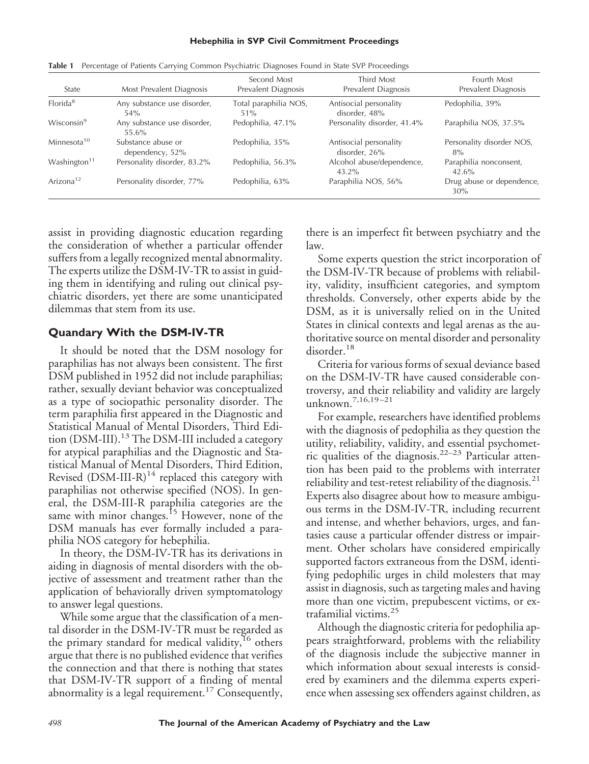**Table 1** Percentage of Patients Carrying Common Psychiatric Diagnoses Found in State SVP Proceedings

| State | Most Prevalent Diagnosis | Second Most Prevalent Diagnosis | Third Most Prevalent Diagnosis | Fourth Most Prevalent Diagnosis |
|---|---|---|---|---|
| Florida[8] | Any substance use disorder, 54% | Total paraphilia NOS, 51% | Antisocial personality disorder, 48% | Pedophilia, 39% |
| Wisconsin[9] | Any substance use disorder, 55.6% | Pedophilia, 47.1% | Personality disorder, 41.4% | Paraphilia NOS, 37.5% |
| Minnesota[10] | Substance abuse or dependency, 52% | Pedophilia, 35% | Antisocial personality disorder, 26% | Personality disorder NOS, 8% |
| Washington[11] | Personality disorder, 83.2% | Pedophilia, 56.3% | Alcohol abuse/dependence, 43.2% | Paraphilia nonconsent, 42.6% |
| Arizona[12] | Personality disorder, 77% | Pedophilia, 63% | Paraphilia NOS, 56% | Drug abuse or dependence, 30% |

assist in providing diagnostic education regarding the consideration of whether a particular offender suffers from a legally recognized mental abnormality. The experts utilize the DSM-IV-TR to assist in guiding them in identifying and ruling out clinical psychiatric disorders, yet there are some unanticipated dilemmas that stem from its use.

## Quandary With the DSM-IV-TR

It should be noted that the DSM nosology for paraphilias has not always been consistent. The first DSM published in 1952 did not include paraphilias; rather, sexually deviant behavior was conceptualized as a type of sociopathic personality disorder. The term paraphilia first appeared in the Diagnostic and Statistical Manual of Mental Disorders, Third Edition (DSM-III).[13] The DSM-III included a category for atypical paraphilias and the Diagnostic and Statistical Manual of Mental Disorders, Third Edition, Revised (DSM-III-R)[14] replaced this category with paraphilias not otherwise specified (NOS). In general, the DSM-III-R paraphilia categories are the same with minor changes.[15] However, none of the DSM manuals has ever formally included a paraphilia NOS category for hebephilia.

In theory, the DSM-IV-TR has its derivations in aiding in diagnosis of mental disorders with the objective of assessment and treatment rather than the application of behaviorally driven symptomatology to answer legal questions.

While some argue that the classification of a mental disorder in the DSM-IV-TR must be regarded as the primary standard for medical validity,[16] others argue that there is no published evidence that verifies the connection and that there is nothing that states that DSM-IV-TR support of a finding of mental abnormality is a legal requirement.[17] Consequently, there is an imperfect fit between psychiatry and the law.

Some experts question the strict incorporation of the DSM-IV-TR because of problems with reliability, validity, insufficient categories, and symptom thresholds. Conversely, other experts abide by the DSM, as it is universally relied on in the United States in clinical contexts and legal arenas as the authoritative source on mental disorder and personality disorder.[18]

Criteria for various forms of sexual deviance based on the DSM-IV-TR have caused considerable controversy, and their reliability and validity are largely unknown.[7,16,19–21]

For example, researchers have identified problems with the diagnosis of pedophilia as they question the utility, reliability, validity, and essential psychometric qualities of the diagnosis.[22–23] Particular attention has been paid to the problems with interrater reliability and test-retest reliability of the diagnosis.[21] Experts also disagree about how to measure ambiguous terms in the DSM-IV-TR, including recurrent and intense, and whether behaviors, urges, and fantasies cause a particular offender distress or impairment. Other scholars have considered empirically supported factors extraneous from the DSM, identifying pedophilic urges in child molesters that may assist in diagnosis, such as targeting males and having more than one victim, prepubescent victims, or extrafamilial victims.[25]

Although the diagnostic criteria for pedophilia appears straightforward, problems with the reliability of the diagnosis include the subjective manner in which information about sexual interests is considered by examiners and the dilemma experts experience when assessing sex offenders against children, as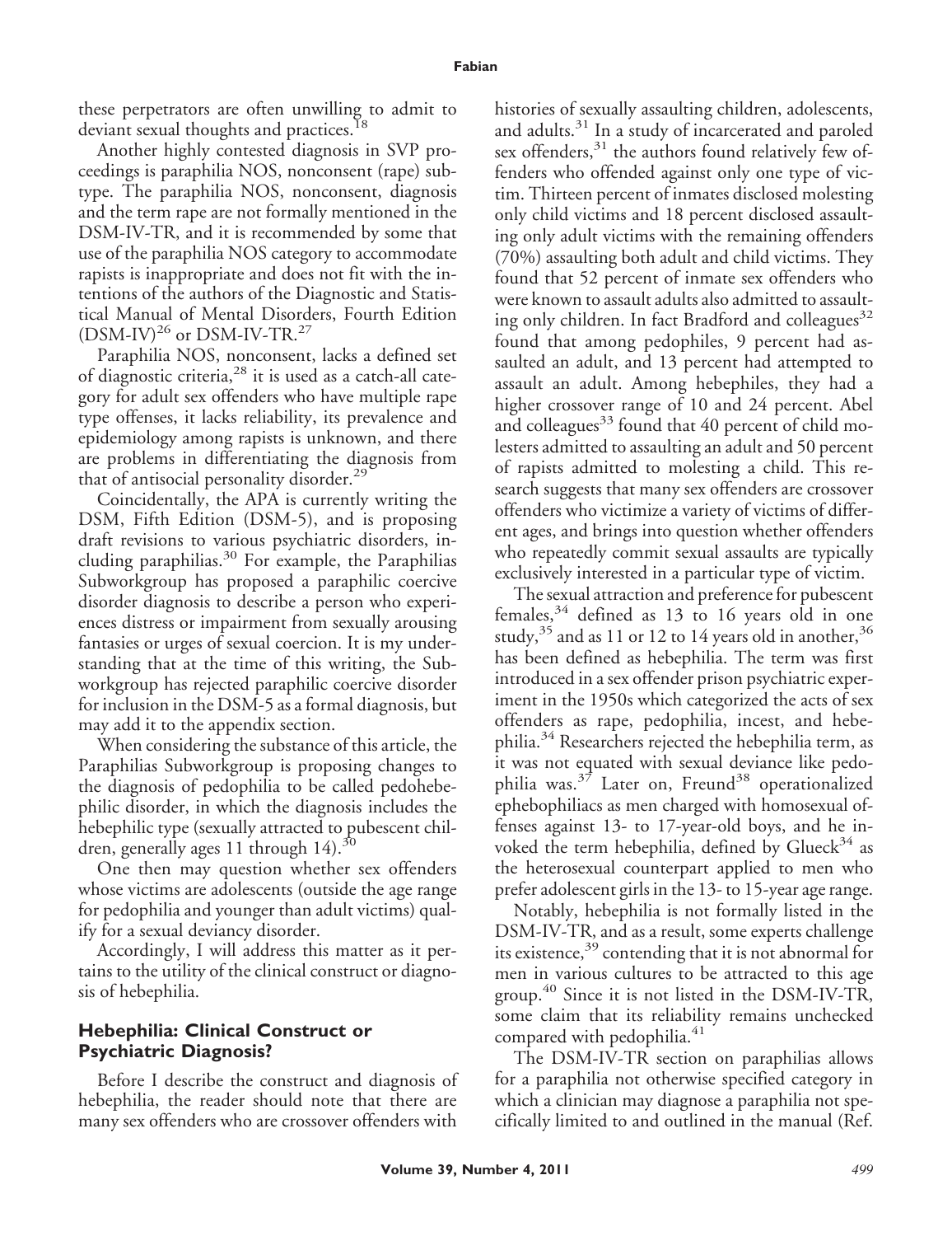these perpetrators are often unwilling to admit to deviant sexual thoughts and practices.[18]

Another highly contested diagnosis in SVP proceedings is paraphilia NOS, nonconsent (rape) subtype. The paraphilia NOS, nonconsent, diagnosis and the term rape are not formally mentioned in the DSM-IV-TR, and it is recommended by some that use of the paraphilia NOS category to accommodate rapists is inappropriate and does not fit with the intentions of the authors of the Diagnostic and Statistical Manual of Mental Disorders, Fourth Edition (DSM-IV)[26] or DSM-IV-TR.[27]

Paraphilia NOS, nonconsent, lacks a defined set of diagnostic criteria,[28] it is used as a catch-all category for adult sex offenders who have multiple rape type offenses, it lacks reliability, its prevalence and epidemiology among rapists is unknown, and there are problems in differentiating the diagnosis from that of antisocial personality disorder.[29]

Coincidentally, the APA is currently writing the DSM, Fifth Edition (DSM-5), and is proposing draft revisions to various psychiatric disorders, including paraphilias.[30] For example, the Paraphilias Subworkgroup has proposed a paraphilic coercive disorder diagnosis to describe a person who experiences distress or impairment from sexually arousing fantasies or urges of sexual coercion. It is my understanding that at the time of this writing, the Subworkgroup has rejected paraphilic coercive disorder for inclusion in the DSM-5 as a formal diagnosis, but may add it to the appendix section.

When considering the substance of this article, the Paraphilias Subworkgroup is proposing changes to the diagnosis of pedophilia to be called pedohebephilic disorder, in which the diagnosis includes the hebephilic type (sexually attracted to pubescent children, generally ages 11 through 14).[30]

One then may question whether sex offenders whose victims are adolescents (outside the age range for pedophilia and younger than adult victims) qualify for a sexual deviancy disorder.

Accordingly, I will address this matter as it pertains to the utility of the clinical construct or diagnosis of hebephilia.

## Hebephilia: Clinical Construct or Psychiatric Diagnosis?

Before I describe the construct and diagnosis of hebephilia, the reader should note that there are many sex offenders who are crossover offenders with histories of sexually assaulting children, adolescents, and adults.[31] In a study of incarcerated and paroled sex offenders,[31] the authors found relatively few offenders who offended against only one type of victim. Thirteen percent of inmates disclosed molesting only child victims and 18 percent disclosed assaulting only adult victims with the remaining offenders (70%) assaulting both adult and child victims. They found that 52 percent of inmate sex offenders who were known to assault adults also admitted to assaulting only children. In fact Bradford and colleagues[32] found that among pedophiles, 9 percent had assaulted an adult, and 13 percent had attempted to assault an adult. Among hebephiles, they had a higher crossover range of 10 and 24 percent. Abel and colleagues[33] found that 40 percent of child molesters admitted to assaulting an adult and 50 percent of rapists admitted to molesting a child. This research suggests that many sex offenders are crossover offenders who victimize a variety of victims of different ages, and brings into question whether offenders who repeatedly commit sexual assaults are typically exclusively interested in a particular type of victim.

The sexual attraction and preference for pubescent females,[34] defined as 13 to 16 years old in one study,[35] and as 11 or 12 to 14 years old in another,[36] has been defined as hebephilia. The term was first introduced in a sex offender prison psychiatric experiment in the 1950s which categorized the acts of sex offenders as rape, pedophilia, incest, and hebephilia.[34] Researchers rejected the hebephilia term, as it was not equated with sexual deviance like pedophilia was.[37] Later on, Freund[38] operationalized ephebophiliacs as men charged with homosexual offenses against 13- to 17-year-old boys, and he invoked the term hebephilia, defined by Glueck[34] as the heterosexual counterpart applied to men who prefer adolescent girls in the 13- to 15-year age range.

Notably, hebephilia is not formally listed in the DSM-IV-TR, and as a result, some experts challenge its existence,[39] contending that it is not abnormal for men in various cultures to be attracted to this age group.[40] Since it is not listed in the DSM-IV-TR, some claim that its reliability remains unchecked compared with pedophilia.[41]

The DSM-IV-TR section on paraphilias allows for a paraphilia not otherwise specified category in which a clinician may diagnose a paraphilia not specifically limited to and outlined in the manual (Ref.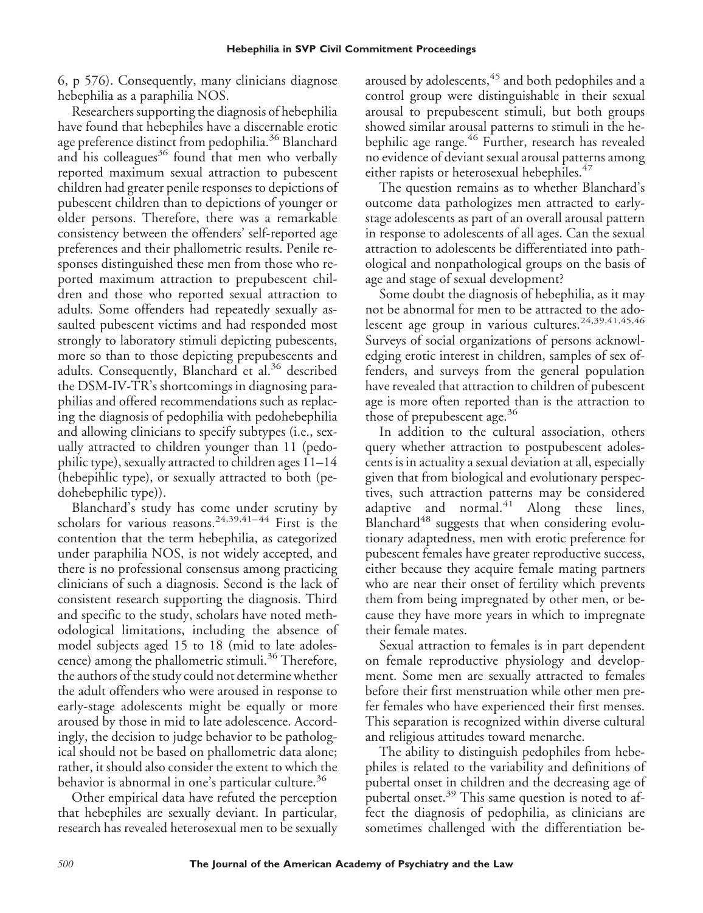6, p 576). Consequently, many clinicians diagnose hebephilia as a paraphilia NOS.

Researchers supporting the diagnosis of hebephilia have found that hebephiles have a discernable erotic age preference distinct from pedophilia.[36] Blanchard and his colleagues[36] found that men who verbally reported maximum sexual attraction to pubescent children had greater penile responses to depictions of pubescent children than to depictions of younger or older persons. Therefore, there was a remarkable consistency between the offenders' self-reported age preferences and their phallometric results. Penile responses distinguished these men from those who reported maximum attraction to prepubescent children and those who reported sexual attraction to adults. Some offenders had repeatedly sexually assaulted pubescent victims and had responded most strongly to laboratory stimuli depicting pubescents, more so than to those depicting prepubescents and adults. Consequently, Blanchard et al.[36] described the DSM-IV-TR's shortcomings in diagnosing paraphilias and offered recommendations such as replacing the diagnosis of pedophilia with pedohebephilia and allowing clinicians to specify subtypes (i.e., sexually attracted to children younger than 11 (pedophilic type), sexually attracted to children ages 11–14 (hebepihlic type), or sexually attracted to both (pedohebephilic type)).

Blanchard's study has come under scrutiny by scholars for various reasons.[24,39,41–44] First is the contention that the term hebephilia, as categorized under paraphilia NOS, is not widely accepted, and there is no professional consensus among practicing clinicians of such a diagnosis. Second is the lack of consistent research supporting the diagnosis. Third and specific to the study, scholars have noted methodological limitations, including the absence of model subjects aged 15 to 18 (mid to late adolescence) among the phallometric stimuli.[36] Therefore, the authors of the study could not determine whether the adult offenders who were aroused in response to early-stage adolescents might be equally or more aroused by those in mid to late adolescence. Accordingly, the decision to judge behavior to be pathological should not be based on phallometric data alone; rather, it should also consider the extent to which the behavior is abnormal in one's particular culture.[36]

Other empirical data have refuted the perception that hebephiles are sexually deviant. In particular, research has revealed heterosexual men to be sexually aroused by adolescents,[45] and both pedophiles and a control group were distinguishable in their sexual arousal to prepubescent stimuli, but both groups showed similar arousal patterns to stimuli in the hebephilic age range.[46] Further, research has revealed no evidence of deviant sexual arousal patterns among either rapists or heterosexual hebephiles.[47]

The question remains as to whether Blanchard's outcome data pathologizes men attracted to early-stage adolescents as part of an overall arousal pattern in response to adolescents of all ages. Can the sexual attraction to adolescents be differentiated into pathological and nonpathological groups on the basis of age and stage of sexual development?

Some doubt the diagnosis of hebephilia, as it may not be abnormal for men to be attracted to the adolescent age group in various cultures.[24,39,41,45,46] Surveys of social organizations of persons acknowledging erotic interest in children, samples of sex offenders, and surveys from the general population have revealed that attraction to children of pubescent age is more often reported than is the attraction to those of prepubescent age.[36]

In addition to the cultural association, others query whether attraction to postpubescent adolescents is in actuality a sexual deviation at all, especially given that from biological and evolutionary perspectives, such attraction patterns may be considered adaptive and normal.[41] Along these lines, Blanchard[48] suggests that when considering evolutionary adaptedness, men with erotic preference for pubescent females have greater reproductive success, either because they acquire female mating partners who are near their onset of fertility which prevents them from being impregnated by other men, or because they have more years in which to impregnate their female mates.

Sexual attraction to females is in part dependent on female reproductive physiology and development. Some men are sexually attracted to females before their first menstruation while other men prefer females who have experienced their first menses. This separation is recognized within diverse cultural and religious attitudes toward menarche.

The ability to distinguish pedophiles from hebephiles is related to the variability and definitions of pubertal onset in children and the decreasing age of pubertal onset.[39] This same question is noted to affect the diagnosis of pedophilia, as clinicians are sometimes challenged with the differentiation be-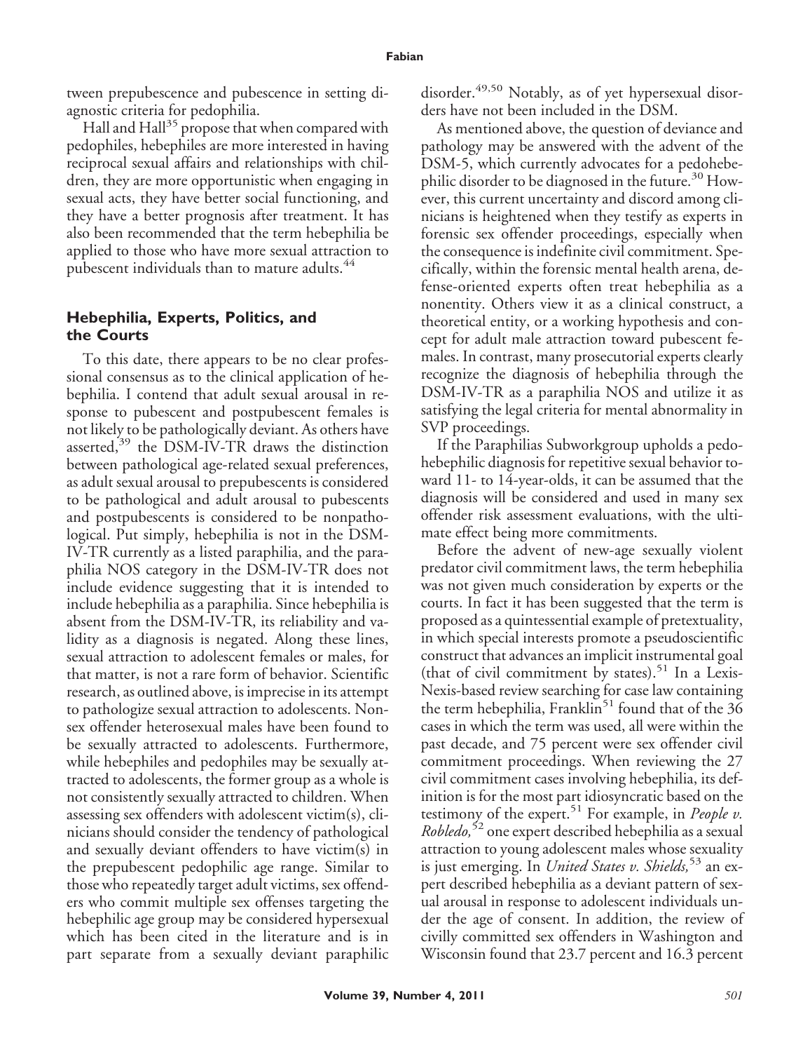tween prepubescence and pubescence in setting diagnostic criteria for pedophilia.

Hall and Hall[35] propose that when compared with pedophiles, hebephiles are more interested in having reciprocal sexual affairs and relationships with children, they are more opportunistic when engaging in sexual acts, they have better social functioning, and they have a better prognosis after treatment. It has also been recommended that the term hebephilia be applied to those who have more sexual attraction to pubescent individuals than to mature adults.[44]

## Hebephilia, Experts, Politics, and the Courts

To this date, there appears to be no clear professional consensus as to the clinical application of hebephilia. I contend that adult sexual arousal in response to pubescent and postpubescent females is not likely to be pathologically deviant. As others have asserted,[39] the DSM-IV-TR draws the distinction between pathological age-related sexual preferences, as adult sexual arousal to prepubescents is considered to be pathological and adult arousal to pubescents and postpubescents is considered to be nonpathological. Put simply, hebephilia is not in the DSM-IV-TR currently as a listed paraphilia, and the paraphilia NOS category in the DSM-IV-TR does not include evidence suggesting that it is intended to include hebephilia as a paraphilia. Since hebephilia is absent from the DSM-IV-TR, its reliability and validity as a diagnosis is negated. Along these lines, sexual attraction to adolescent females or males, for that matter, is not a rare form of behavior. Scientific research, as outlined above, is imprecise in its attempt to pathologize sexual attraction to adolescents. Nonsex offender heterosexual males have been found to be sexually attracted to adolescents. Furthermore, while hebephiles and pedophiles may be sexually attracted to adolescents, the former group as a whole is not consistently sexually attracted to children. When assessing sex offenders with adolescent victim(s), clinicians should consider the tendency of pathological and sexually deviant offenders to have victim(s) in the prepubescent pedophilic age range. Similar to those who repeatedly target adult victims, sex offenders who commit multiple sex offenses targeting the hebephilic age group may be considered hypersexual which has been cited in the literature and is in part separate from a sexually deviant paraphilic disorder.[49,50] Notably, as of yet hypersexual disorders have not been included in the DSM.

As mentioned above, the question of deviance and pathology may be answered with the advent of the DSM-5, which currently advocates for a pedohebephilic disorder to be diagnosed in the future.[30] However, this current uncertainty and discord among clinicians is heightened when they testify as experts in forensic sex offender proceedings, especially when the consequence is indefinite civil commitment. Specifically, within the forensic mental health arena, defense-oriented experts often treat hebephilia as a nonentity. Others view it as a clinical construct, a theoretical entity, or a working hypothesis and concept for adult male attraction toward pubescent females. In contrast, many prosecutorial experts clearly recognize the diagnosis of hebephilia through the DSM-IV-TR as a paraphilia NOS and utilize it as satisfying the legal criteria for mental abnormality in SVP proceedings.

If the Paraphilias Subworkgroup upholds a pedohebephilic diagnosis for repetitive sexual behavior toward 11- to 14-year-olds, it can be assumed that the diagnosis will be considered and used in many sex offender risk assessment evaluations, with the ultimate effect being more commitments.

Before the advent of new-age sexually violent predator civil commitment laws, the term hebephilia was not given much consideration by experts or the courts. In fact it has been suggested that the term is proposed as a quintessential example of pretextuality, in which special interests promote a pseudoscientific construct that advances an implicit instrumental goal (that of civil commitment by states).[51] In a Lexis-Nexis-based review searching for case law containing the term hebephilia, Franklin[51] found that of the 36 cases in which the term was used, all were within the past decade, and 75 percent were sex offender civil commitment proceedings. When reviewing the 27 civil commitment cases involving hebephilia, its definition is for the most part idiosyncratic based on the testimony of the expert.[51] For example, in *People v. Robledo,*[52] one expert described hebephilia as a sexual attraction to young adolescent males whose sexuality is just emerging. In *United States v. Shields,*[53] an expert described hebephilia as a deviant pattern of sexual arousal in response to adolescent individuals under the age of consent. In addition, the review of civilly committed sex offenders in Washington and Wisconsin found that 23.7 percent and 16.3 percent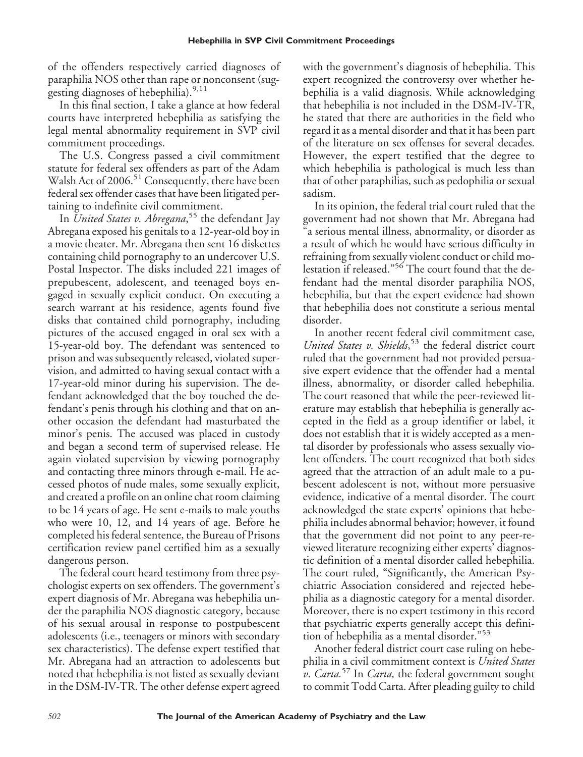of the offenders respectively carried diagnoses of paraphilia NOS other than rape or nonconsent (suggesting diagnoses of hebephilia).[9,11]

In this final section, I take a glance at how federal courts have interpreted hebephilia as satisfying the legal mental abnormality requirement in SVP civil commitment proceedings.

The U.S. Congress passed a civil commitment statute for federal sex offenders as part of the Adam Walsh Act of 2006.[51] Consequently, there have been federal sex offender cases that have been litigated pertaining to indefinite civil commitment.

In *United States v. Abregana*,[55] the defendant Jay Abregana exposed his genitals to a 12-year-old boy in a movie theater. Mr. Abregana then sent 16 diskettes containing child pornography to an undercover U.S. Postal Inspector. The disks included 221 images of prepubescent, adolescent, and teenaged boys engaged in sexually explicit conduct. On executing a search warrant at his residence, agents found five disks that contained child pornography, including pictures of the accused engaged in oral sex with a 15-year-old boy. The defendant was sentenced to prison and was subsequently released, violated supervision, and admitted to having sexual contact with a 17-year-old minor during his supervision. The defendant acknowledged that the boy touched the defendant's penis through his clothing and that on another occasion the defendant had masturbated the minor's penis. The accused was placed in custody and began a second term of supervised release. He again violated supervision by viewing pornography and contacting three minors through e-mail. He accessed photos of nude males, some sexually explicit, and created a profile on an online chat room claiming to be 14 years of age. He sent e-mails to male youths who were 10, 12, and 14 years of age. Before he completed his federal sentence, the Bureau of Prisons certification review panel certified him as a sexually dangerous person.

The federal court heard testimony from three psychologist experts on sex offenders. The government's expert diagnosis of Mr. Abregana was hebephilia under the paraphilia NOS diagnostic category, because of his sexual arousal in response to postpubescent adolescents (i.e., teenagers or minors with secondary sex characteristics). The defense expert testified that Mr. Abregana had an attraction to adolescents but noted that hebephilia is not listed as sexually deviant in the DSM-IV-TR. The other defense expert agreed with the government's diagnosis of hebephilia. This expert recognized the controversy over whether hebephilia is a valid diagnosis. While acknowledging that hebephilia is not included in the DSM-IV-TR, he stated that there are authorities in the field who regard it as a mental disorder and that it has been part of the literature on sex offenses for several decades. However, the expert testified that the degree to which hebephilia is pathological is much less than that of other paraphilias, such as pedophilia or sexual sadism.

In its opinion, the federal trial court ruled that the government had not shown that Mr. Abregana had "a serious mental illness, abnormality, or disorder as a result of which he would have serious difficulty in refraining from sexually violent conduct or child molestation if released."[56] The court found that the defendant had the mental disorder paraphilia NOS, hebephilia, but that the expert evidence had shown that hebephilia does not constitute a serious mental disorder.

In another recent federal civil commitment case, *United States v. Shields*,[53] the federal district court ruled that the government had not provided persuasive expert evidence that the offender had a mental illness, abnormality, or disorder called hebephilia. The court reasoned that while the peer-reviewed literature may establish that hebephilia is generally accepted in the field as a group identifier or label, it does not establish that it is widely accepted as a mental disorder by professionals who assess sexually violent offenders. The court recognized that both sides agreed that the attraction of an adult male to a pubescent adolescent is not, without more persuasive evidence, indicative of a mental disorder. The court acknowledged the state experts' opinions that hebephilia includes abnormal behavior; however, it found that the government did not point to any peer-reviewed literature recognizing either experts' diagnostic definition of a mental disorder called hebephilia. The court ruled, "Significantly, the American Psychiatric Association considered and rejected hebephilia as a diagnostic category for a mental disorder. Moreover, there is no expert testimony in this record that psychiatric experts generally accept this definition of hebephilia as a mental disorder."[53]

Another federal district court case ruling on hebephilia in a civil commitment context is *United States v. Carta*.[57] In *Carta,* the federal government sought to commit Todd Carta. After pleading guilty to child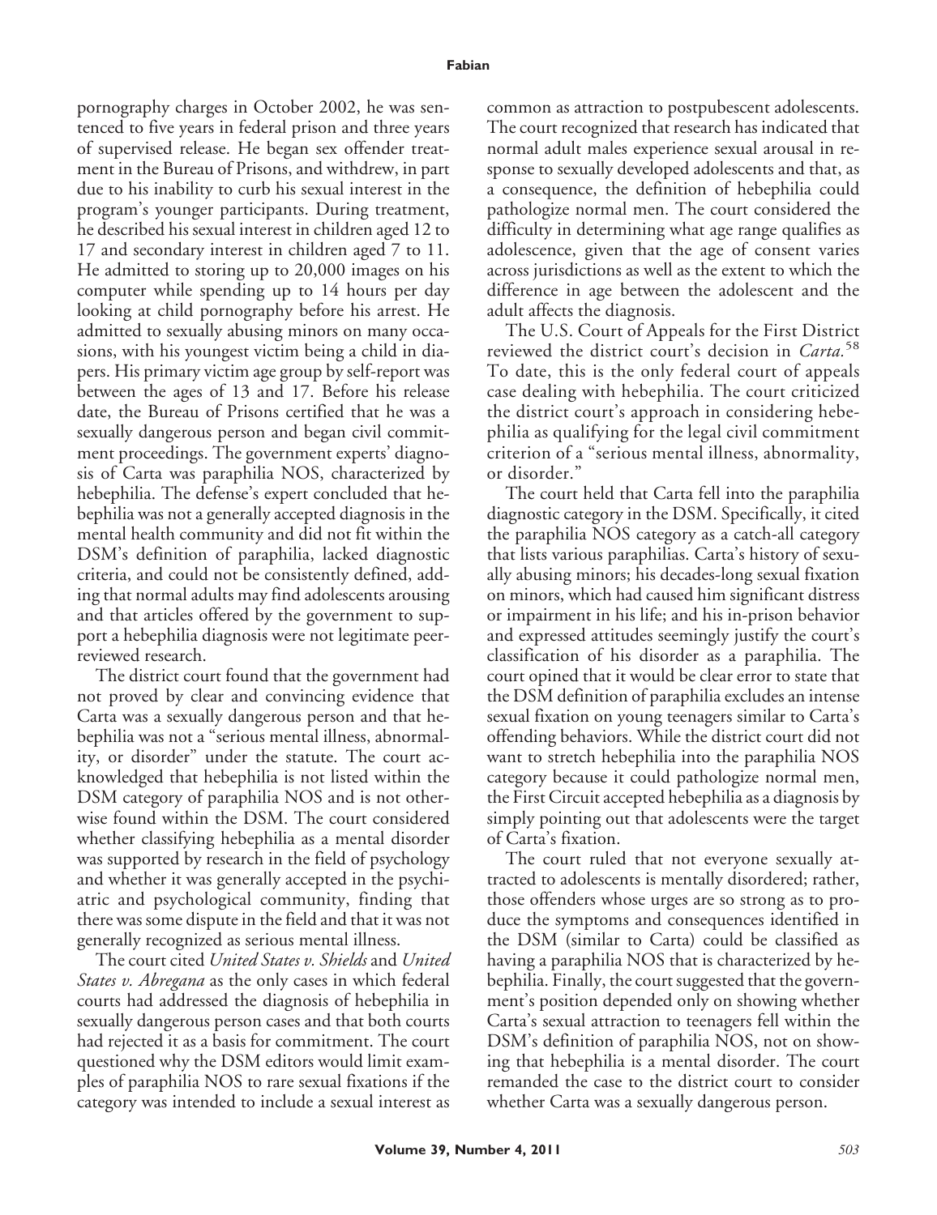pornography charges in October 2002, he was sentenced to five years in federal prison and three years of supervised release. He began sex offender treatment in the Bureau of Prisons, and withdrew, in part due to his inability to curb his sexual interest in the program's younger participants. During treatment, he described his sexual interest in children aged 12 to 17 and secondary interest in children aged 7 to 11. He admitted to storing up to 20,000 images on his computer while spending up to 14 hours per day looking at child pornography before his arrest. He admitted to sexually abusing minors on many occasions, with his youngest victim being a child in diapers. His primary victim age group by self-report was between the ages of 13 and 17. Before his release date, the Bureau of Prisons certified that he was a sexually dangerous person and began civil commitment proceedings. The government experts' diagnosis of Carta was paraphilia NOS, characterized by hebephilia. The defense's expert concluded that hebephilia was not a generally accepted diagnosis in the mental health community and did not fit within the DSM's definition of paraphilia, lacked diagnostic criteria, and could not be consistently defined, adding that normal adults may find adolescents arousing and that articles offered by the government to support a hebephilia diagnosis were not legitimate peer-reviewed research.

The district court found that the government had not proved by clear and convincing evidence that Carta was a sexually dangerous person and that hebephilia was not a "serious mental illness, abnormality, or disorder" under the statute. The court acknowledged that hebephilia is not listed within the DSM category of paraphilia NOS and is not otherwise found within the DSM. The court considered whether classifying hebephilia as a mental disorder was supported by research in the field of psychology and whether it was generally accepted in the psychiatric and psychological community, finding that there was some dispute in the field and that it was not generally recognized as serious mental illness.

The court cited *United States v. Shields* and *United States v. Abregana* as the only cases in which federal courts had addressed the diagnosis of hebephilia in sexually dangerous person cases and that both courts had rejected it as a basis for commitment. The court questioned why the DSM editors would limit examples of paraphilia NOS to rare sexual fixations if the category was intended to include a sexual interest as common as attraction to postpubescent adolescents. The court recognized that research has indicated that normal adult males experience sexual arousal in response to sexually developed adolescents and that, as a consequence, the definition of hebephilia could pathologize normal men. The court considered the difficulty in determining what age range qualifies as adolescence, given that the age of consent varies across jurisdictions as well as the extent to which the difference in age between the adolescent and the adult affects the diagnosis.

The U.S. Court of Appeals for the First District reviewed the district court's decision in *Carta*.[58] To date, this is the only federal court of appeals case dealing with hebephilia. The court criticized the district court's approach in considering hebephilia as qualifying for the legal civil commitment criterion of a "serious mental illness, abnormality, or disorder."

The court held that Carta fell into the paraphilia diagnostic category in the DSM. Specifically, it cited the paraphilia NOS category as a catch-all category that lists various paraphilias. Carta's history of sexually abusing minors; his decades-long sexual fixation on minors, which had caused him significant distress or impairment in his life; and his in-prison behavior and expressed attitudes seemingly justify the court's classification of his disorder as a paraphilia. The court opined that it would be clear error to state that the DSM definition of paraphilia excludes an intense sexual fixation on young teenagers similar to Carta's offending behaviors. While the district court did not want to stretch hebephilia into the paraphilia NOS category because it could pathologize normal men, the First Circuit accepted hebephilia as a diagnosis by simply pointing out that adolescents were the target of Carta's fixation.

The court ruled that not everyone sexually attracted to adolescents is mentally disordered; rather, those offenders whose urges are so strong as to produce the symptoms and consequences identified in the DSM (similar to Carta) could be classified as having a paraphilia NOS that is characterized by hebephilia. Finally, the court suggested that the government's position depended only on showing whether Carta's sexual attraction to teenagers fell within the DSM's definition of paraphilia NOS, not on showing that hebephilia is a mental disorder. The court remanded the case to the district court to consider whether Carta was a sexually dangerous person.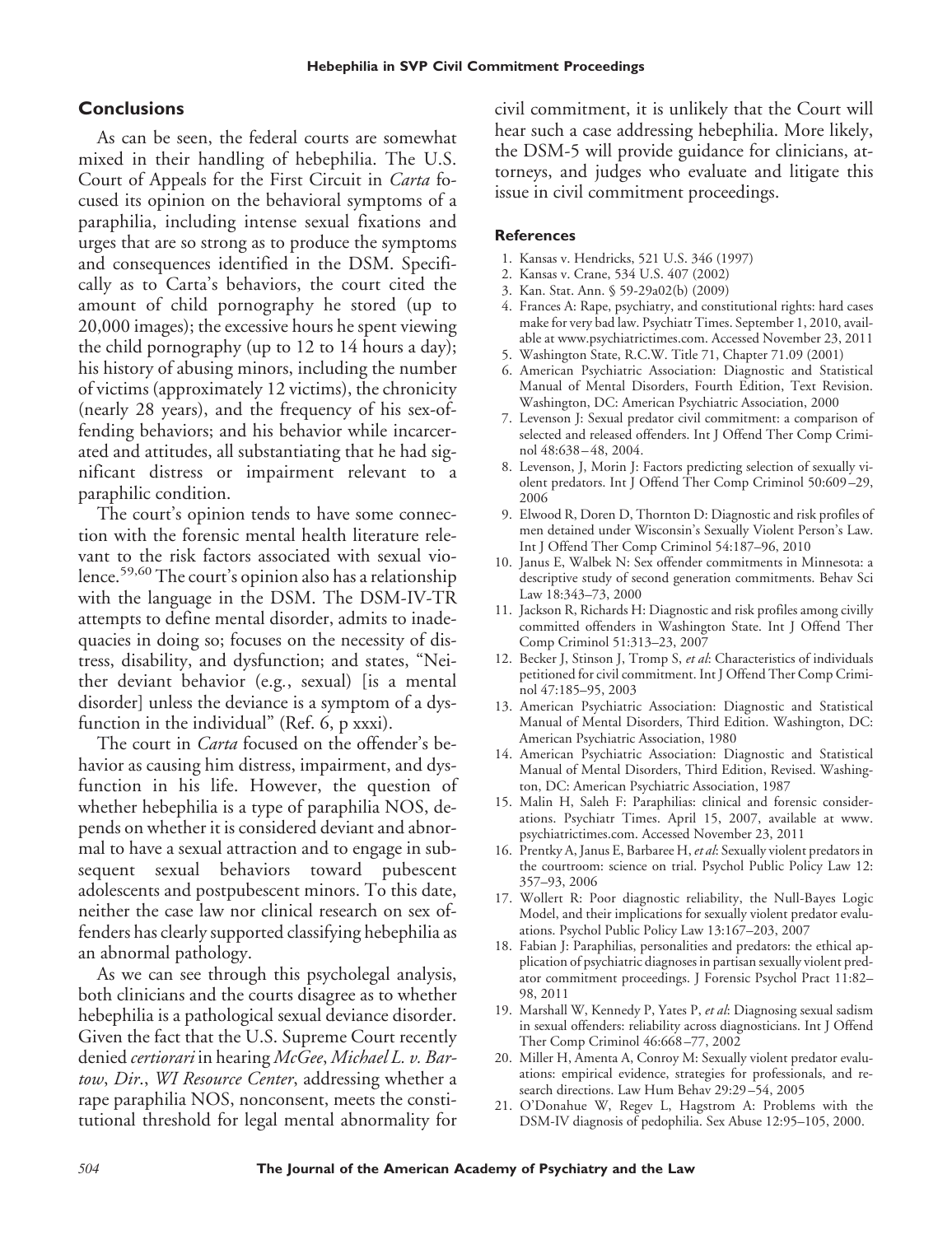## Conclusions

As can be seen, the federal courts are somewhat mixed in their handling of hebephilia. The U.S. Court of Appeals for the First Circuit in *Carta* focused its opinion on the behavioral symptoms of a paraphilia, including intense sexual fixations and urges that are so strong as to produce the symptoms and consequences identified in the DSM. Specifically as to Carta's behaviors, the court cited the amount of child pornography he stored (up to 20,000 images); the excessive hours he spent viewing the child pornography (up to 12 to 14 hours a day); his history of abusing minors, including the number of victims (approximately 12 victims), the chronicity (nearly 28 years), and the frequency of his sex-offending behaviors; and his behavior while incarcerated and attitudes, all substantiating that he had significant distress or impairment relevant to a paraphilic condition.

The court's opinion tends to have some connection with the forensic mental health literature relevant to the risk factors associated with sexual violence.[59,60] The court's opinion also has a relationship with the language in the DSM. The DSM-IV-TR attempts to define mental disorder, admits to inadequacies in doing so; focuses on the necessity of distress, disability, and dysfunction; and states, "Neither deviant behavior (e.g., sexual) [is a mental disorder] unless the deviance is a symptom of a dysfunction in the individual" (Ref. 6, p xxxi).

The court in *Carta* focused on the offender's behavior as causing him distress, impairment, and dysfunction in his life. However, the question of whether hebephilia is a type of paraphilia NOS, depends on whether it is considered deviant and abnormal to have a sexual attraction and to engage in subsequent sexual behaviors toward pubescent adolescents and postpubescent minors. To this date, neither the case law nor clinical research on sex offenders has clearly supported classifying hebephilia as an abnormal pathology.

As we can see through this psycholegal analysis, both clinicians and the courts disagree as to whether hebephilia is a pathological sexual deviance disorder. Given the fact that the U.S. Supreme Court recently denied *certiorari* in hearing *McGee*, *Michael L. v. Bartow*, *Dir*., *WI Resource Center*, addressing whether a rape paraphilia NOS, nonconsent, meets the constitutional threshold for legal mental abnormality for civil commitment, it is unlikely that the Court will hear such a case addressing hebephilia. More likely, the DSM-5 will provide guidance for clinicians, attorneys, and judges who evaluate and litigate this issue in civil commitment proceedings.

### References

1. Kansas v. Hendricks, 521 U.S. 346 (1997)
2. Kansas v. Crane, 534 U.S. 407 (2002)
3. Kan. Stat. Ann. § 59-29a02(b) (2009)
4. Frances A: Rape, psychiatry, and constitutional rights: hard cases make for very bad law. Psychiatr Times. September 1, 2010, available at www.psychiatrictimes.com. Accessed November 23, 2011
5. Washington State, R.C.W. Title 71, Chapter 71.09 (2001)
6. American Psychiatric Association: Diagnostic and Statistical Manual of Mental Disorders, Fourth Edition, Text Revision. Washington, DC: American Psychiatric Association, 2000
7. Levenson J: Sexual predator civil commitment: a comparison of selected and released offenders. Int J Offend Ther Comp Criminol 48:638–48, 2004.
8. Levenson, J, Morin J: Factors predicting selection of sexually violent predators. Int J Offend Ther Comp Criminol 50:609–29, 2006
9. Elwood R, Doren D, Thornton D: Diagnostic and risk profiles of men detained under Wisconsin's Sexually Violent Person's Law. Int J Offend Ther Comp Criminol 54:187–96, 2010
10. Janus E, Walbek N: Sex offender commitments in Minnesota: a descriptive study of second generation commitments. Behav Sci Law 18:343–73, 2000
11. Jackson R, Richards H: Diagnostic and risk profiles among civilly committed offenders in Washington State. Int J Offend Ther Comp Criminol 51:313–23, 2007
12. Becker J, Stinson J, Tromp S, *et al*: Characteristics of individuals petitioned for civil commitment. Int J Offend Ther Comp Criminol 47:185–95, 2003
13. American Psychiatric Association: Diagnostic and Statistical Manual of Mental Disorders, Third Edition. Washington, DC: American Psychiatric Association, 1980
14. American Psychiatric Association: Diagnostic and Statistical Manual of Mental Disorders, Third Edition, Revised. Washington, DC: American Psychiatric Association, 1987
15. Malin H, Saleh F: Paraphilias: clinical and forensic considerations. Psychiatr Times. April 15, 2007, available at www.psychiatrictimes.com. Accessed November 23, 2011
16. Prentky A, Janus E, Barbaree H, *et al*: Sexually violent predators in the courtroom: science on trial. Psychol Public Policy Law 12:357–93, 2006
17. Wollert R: Poor diagnostic reliability, the Null-Bayes Logic Model, and their implications for sexually violent predator evaluations. Psychol Public Policy Law 13:167–203, 2007
18. Fabian J: Paraphilias, personalities and predators: the ethical application of psychiatric diagnoses in partisan sexually violent predator commitment proceedings. J Forensic Psychol Pract 11:82–98, 2011
19. Marshall W, Kennedy P, Yates P, *et al*: Diagnosing sexual sadism in sexual offenders: reliability across diagnosticians. Int J Offend Ther Comp Criminol 46:668–77, 2002
20. Miller H, Amenta A, Conroy M: Sexually violent predator evaluations: empirical evidence, strategies for professionals, and research directions. Law Hum Behav 29:29–54, 2005
21. O'Donahue W, Regev L, Hagstrom A: Problems with the DSM-IV diagnosis of pedophilia. Sex Abuse 12:95–105, 2000.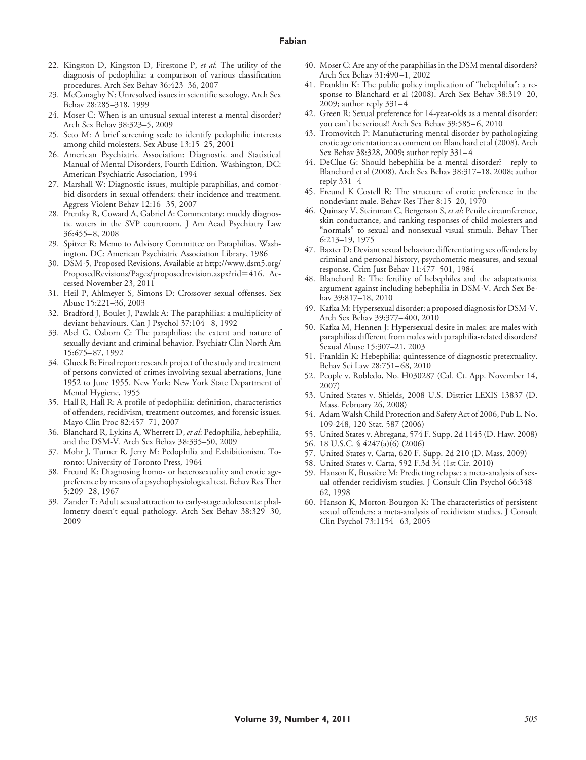22. Kingston D, Kingston D, Firestone P, *et al*: The utility of the diagnosis of pedophilia: a comparison of various classification procedures. Arch Sex Behav 36:423–36, 2007
23. McConaghy N: Unresolved issues in scientific sexology. Arch Sex Behav 28:285–318, 1999
24. Moser C: When is an unusual sexual interest a mental disorder? Arch Sex Behav 38:323–5, 2009
25. Seto M: A brief screening scale to identify pedophilic interests among child molesters. Sex Abuse 13:15–25, 2001
26. American Psychiatric Association: Diagnostic and Statistical Manual of Mental Disorders, Fourth Edition. Washington, DC: American Psychiatric Association, 1994
27. Marshall W: Diagnostic issues, multiple paraphilias, and comorbid disorders in sexual offenders: their incidence and treatment. Aggress Violent Behav 12:16–35, 2007
28. Prentky R, Coward A, Gabriel A: Commentary: muddy diagnostic waters in the SVP courtroom. J Am Acad Psychiatry Law 36:455–8, 2008
29. Spitzer R: Memo to Advisory Committee on Paraphilias. Washington, DC: American Psychiatric Association Library, 1986
30. DSM-5, Proposed Revisions. Available at http://www.dsm5.org/ProposedRevisions/Pages/proposedrevision.aspx?rid=416. Accessed November 23, 2011
31. Heil P, Ahlmeyer S, Simons D: Crossover sexual offenses. Sex Abuse 15:221–36, 2003
32. Bradford J, Boulet J, Pawlak A: The paraphilias: a multiplicity of deviant behaviours. Can J Psychol 37:104–8, 1992
33. Abel G, Osborn C: The paraphilias: the extent and nature of sexually deviant and criminal behavior. Psychiatr Clin North Am 15:675–87, 1992
34. Glueck B: Final report: research project of the study and treatment of persons convicted of crimes involving sexual aberrations, June 1952 to June 1955. New York: New York State Department of Mental Hygiene, 1955
35. Hall R, Hall R: A profile of pedophilia: definition, characteristics of offenders, recidivism, treatment outcomes, and forensic issues. Mayo Clin Proc 82:457–71, 2007
36. Blanchard R, Lykins A, Wherrett D, *et al*: Pedophilia, hebephilia, and the DSM-V. Arch Sex Behav 38:335–50, 2009
37. Mohr J, Turner R, Jerry M: Pedophilia and Exhibitionism. Toronto: University of Toronto Press, 1964
38. Freund K: Diagnosing homo- or heterosexuality and erotic age-preference by means of a psychophysiological test. Behav Res Ther 5:209–28, 1967
39. Zander T: Adult sexual attraction to early-stage adolescents: phallometry doesn't equal pathology. Arch Sex Behav 38:329–30, 2009
40. Moser C: Are any of the paraphilias in the DSM mental disorders? Arch Sex Behav 31:490–1, 2002
41. Franklin K: The public policy implication of "hebephilia": a response to Blanchard et al (2008). Arch Sex Behav 38:319–20, 2009; author reply 331–4
42. Green R: Sexual preference for 14-year-olds as a mental disorder: you can't be serious!! Arch Sex Behav 39:585–6, 2010
43. Tromovitch P: Manufacturing mental disorder by pathologizing erotic age orientation: a comment on Blanchard et al (2008). Arch Sex Behav 38:328, 2009; author reply 331–4
44. DeClue G: Should hebephilia be a mental disorder?—reply to Blanchard et al (2008). Arch Sex Behav 38:317–18, 2008; author reply 331–4
45. Freund K Costell R: The structure of erotic preference in the nondeviant male. Behav Res Ther 8:15–20, 1970
46. Quinsey V, Steinman C, Bergerson S, *et al*: Penile circumference, skin conductance, and ranking responses of child molesters and "normals" to sexual and nonsexual visual stimuli. Behav Ther 6:213–19, 1975
47. Baxter D: Deviant sexual behavior: differentiating sex offenders by criminal and personal history, psychometric measures, and sexual response. Crim Just Behav 11:477–501, 1984
48. Blanchard R: The fertility of hebephiles and the adaptationist argument against including hebephilia in DSM-V. Arch Sex Behav 39:817–18, 2010
49. Kafka M: Hypersexual disorder: a proposed diagnosis for DSM-V. Arch Sex Behav 39:377–400, 2010
50. Kafka M, Hennen J: Hypersexual desire in males: are males with paraphilias different from males with paraphilia-related disorders? Sexual Abuse 15:307–21, 2003
51. Franklin K: Hebephilia: quintessence of diagnostic pretextuality. Behav Sci Law 28:751–68, 2010
52. People v. Robledo, No. H030287 (Cal. Ct. App. November 14, 2007)
53. United States v. Shields, 2008 U.S. District LEXIS 13837 (D. Mass. February 26, 2008)
54. Adam Walsh Child Protection and Safety Act of 2006, Pub L. No. 109-248, 120 Stat. 587 (2006)
55. United States v. Abregana, 574 F. Supp. 2d 1145 (D. Haw. 2008)
56. 18 U.S.C. § 4247(a)(6) (2006)
57. United States v. Carta, 620 F. Supp. 2d 210 (D. Mass. 2009)
58. United States v. Carta, 592 F.3d 34 (1st Cir. 2010)
59. Hanson K, Bussière M: Predicting relapse: a meta-analysis of sexual offender recidivism studies. J Consult Clin Psychol 66:348–62, 1998
60. Hanson K, Morton-Bourgon K: The characteristics of persistent sexual offenders: a meta-analysis of recidivism studies. J Consult Clin Psychol 73:1154–63, 2005